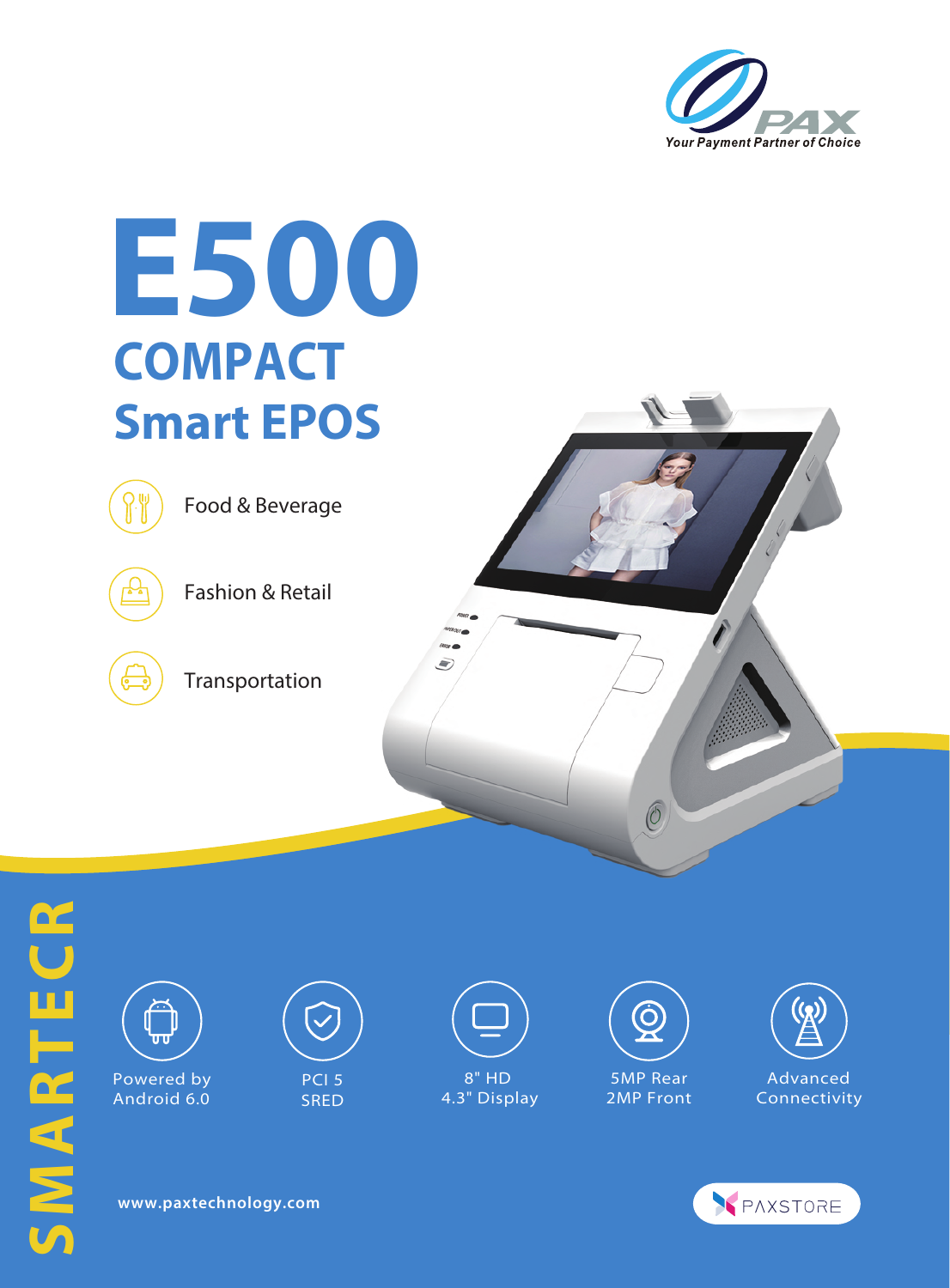PAX

Your Payment Partner of Choice

# E500

## COMPACT

## Smart EPOS

- Food & Beverage
- Fashion & Retail
- Transportation

SMARTECR

- Powered by Android 6.0
- PCI 5 SRED
- 8" HD 4.3" Display
- 5MP Rear 2MP Front
- Advanced Connectivity

www.paxtechnology.com

PAXSTORE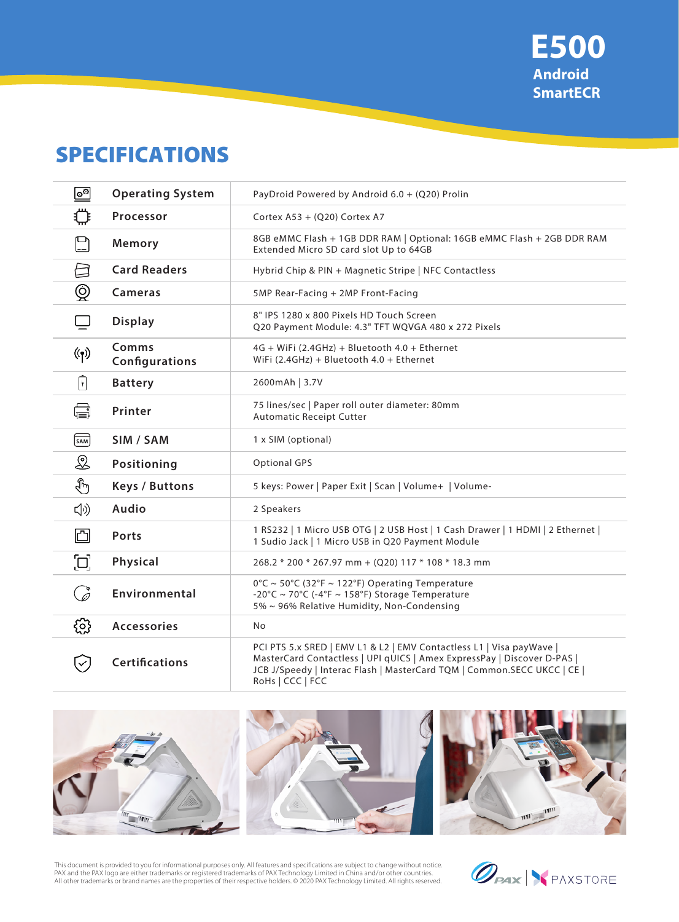# E500

**Android SmartECR**

## SPECIFICATIONS

| | |
|---|---|
| Operating System | PayDroid Powered by Android 6.0 + (Q20) Prolin |
| Processor | Cortex A53 + (Q20) Cortex A7 |
| Memory | 8GB eMMC Flash + 1GB DDR RAM \| Optional: 16GB eMMC Flash + 2GB DDR RAM<br>Extended Micro SD card slot Up to 64GB |
| Card Readers | Hybrid Chip & PIN + Magnetic Stripe \| NFC Contactless |
| Cameras | 5MP Rear-Facing + 2MP Front-Facing |
| Display | 8" IPS 1280 x 800 Pixels HD Touch Screen<br>Q20 Payment Module: 4.3" TFT WQVGA 480 x 272 Pixels |
| Comms Configurations | 4G + WiFi (2.4GHz) + Bluetooth 4.0 + Ethernet<br>WiFi (2.4GHz) + Bluetooth 4.0 + Ethernet |
| Battery | 2600mAh \| 3.7V |
| Printer | 75 lines/sec \| Paper roll outer diameter: 80mm<br>Automatic Receipt Cutter |
| SIM / SAM | 1 x SIM (optional) |
| Positioning | Optional GPS |
| Keys / Buttons | 5 keys: Power \| Paper Exit \| Scan \| Volume+ \| Volume- |
| Audio | 2 Speakers |
| Ports | 1 RS232 \| 1 Micro USB OTG \| 2 USB Host \| 1 Cash Drawer \| 1 HDMI \| 2 Ethernet \|<br>1 Sudio Jack \| 1 Micro USB in Q20 Payment Module |
| Physical | 268.2 * 200 * 267.97 mm + (Q20) 117 * 108 * 18.3 mm |
| Environmental | 0°C ~ 50°C (32°F ~ 122°F) Operating Temperature<br>-20°C ~ 70°C (-4°F ~ 158°F) Storage Temperature<br>5% ~ 96% Relative Humidity, Non-Condensing |
| Accessories | No |
| Certifications | PCI PTS 5.x SRED \| EMV L1 & L2 \| EMV Contactless L1 \| Visa payWave \|<br>MasterCard Contactless \| UPI qUICS \| Amex ExpressPay \| Discover D-PAS \|<br>JCB J/Speedy \| Interac Flash \| MasterCard TQM \| Common.SECC UKCC \| CE \|<br>RoHs \| CCC \| FCC |

This document is provided to you for informational purposes only. All features and specifications are subject to change without notice.
PAX and the PAX logo are either trademarks or registered trademarks of PAX Technology Limited in China and/or other countries.
All other trademarks or brand names are the properties of their respective holders. © 2020 PAX Technology Limited. All rights reserved.

PAX | PAXSTORE